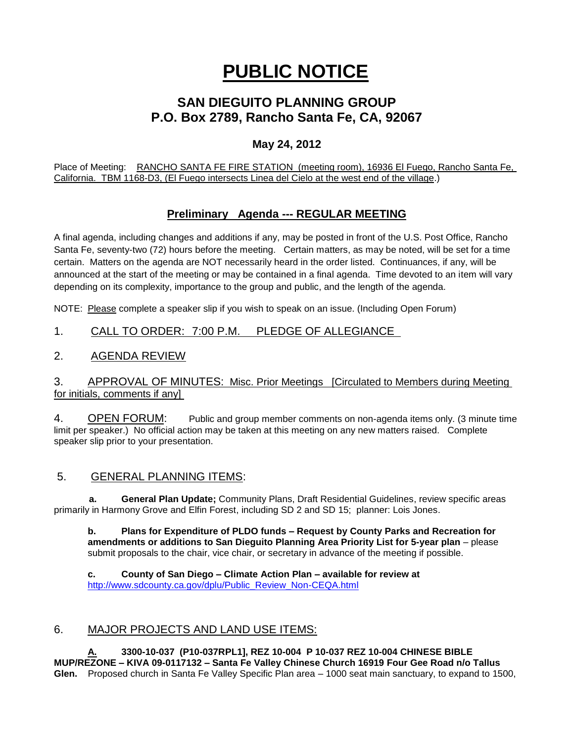# PUBLIC NOTICE

## SAN DIEGUITO PLANNING GROUP
## P.O. Box 2789, Rancho Santa Fe, CA, 92067

### May 24, 2012

Place of Meeting: RANCHO SANTA FE FIRE STATION (meeting room), 16936 El Fuego, Rancho Santa Fe, California. TBM 1168-D3, (El Fuego intersects Linea del Cielo at the west end of the village.)

### Preliminary Agenda --- REGULAR MEETING

A final agenda, including changes and additions if any, may be posted in front of the U.S. Post Office, Rancho Santa Fe, seventy-two (72) hours before the meeting. Certain matters, as may be noted, will be set for a time certain. Matters on the agenda are NOT necessarily heard in the order listed. Continuances, if any, will be announced at the start of the meeting or may be contained in a final agenda. Time devoted to an item will vary depending on its complexity, importance to the group and public, and the length of the agenda.

NOTE: Please complete a speaker slip if you wish to speak on an issue. (Including Open Forum)

1. CALL TO ORDER: 7:00 P.M. PLEDGE OF ALLEGIANCE

2. AGENDA REVIEW

3. APPROVAL OF MINUTES: Misc. Prior Meetings [Circulated to Members during Meeting for initials, comments if any]

4. OPEN FORUM: Public and group member comments on non-agenda items only. (3 minute time limit per speaker.) No official action may be taken at this meeting on any new matters raised. Complete speaker slip prior to your presentation.

5. GENERAL PLANNING ITEMS:

**a. General Plan Update;** Community Plans, Draft Residential Guidelines, review specific areas primarily in Harmony Grove and Elfin Forest, including SD 2 and SD 15; planner: Lois Jones.

**b. Plans for Expenditure of PLDO funds – Request by County Parks and Recreation for amendments or additions to San Dieguito Planning Area Priority List for 5-year plan** – please submit proposals to the chair, vice chair, or secretary in advance of the meeting if possible.

**c. County of San Diego – Climate Action Plan – available for review at** http://www.sdcounty.ca.gov/dplu/Public_Review_Non-CEQA.html

6. MAJOR PROJECTS AND LAND USE ITEMS:

**A. 3300-10-037 (P10-037RPL1], REZ 10-004 P 10-037 REZ 10-004 CHINESE BIBLE MUP/REZONE – KIVA 09-0117132 – Santa Fe Valley Chinese Church 16919 Four Gee Road n/o Tallus Glen.** Proposed church in Santa Fe Valley Specific Plan area – 1000 seat main sanctuary, to expand to 1500,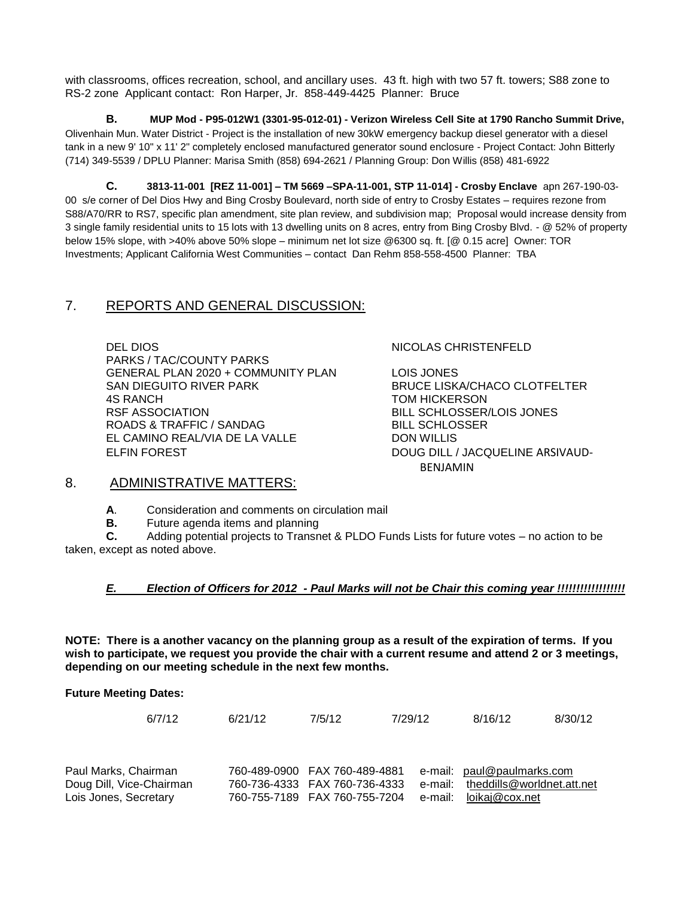with classrooms, offices recreation, school, and ancillary uses. 43 ft. high with two 57 ft. towers; S88 zone to RS-2 zone Applicant contact: Ron Harper, Jr. 858-449-4425 Planner: Bruce

**B. MUP Mod - P95-012W1 (3301-95-012-01) - Verizon Wireless Cell Site at 1790 Rancho Summit Drive,** Olivenhain Mun. Water District - Project is the installation of new 30kW emergency backup diesel generator with a diesel tank in a new 9' 10" x 11' 2" completely enclosed manufactured generator sound enclosure - Project Contact: John Bitterly (714) 349-5539 / DPLU Planner: Marisa Smith (858) 694-2621 / Planning Group: Don Willis (858) 481-6922

**C. 3813-11-001 [REZ 11-001] – TM 5669 –SPA-11-001, STP 11-014] - Crosby Enclave** apn 267-190-03-00 s/e corner of Del Dios Hwy and Bing Crosby Boulevard, north side of entry to Crosby Estates – requires rezone from S88/A70/RR to RS7, specific plan amendment, site plan review, and subdivision map; Proposal would increase density from 3 single family residential units to 15 lots with 13 dwelling units on 8 acres, entry from Bing Crosby Blvd. - @ 52% of property below 15% slope, with >40% above 50% slope – minimum net lot size @6300 sq. ft. [@ 0.15 acre] Owner: TOR Investments; Applicant California West Communities – contact Dan Rehm 858-558-4500 Planner: TBA

## 7. REPORTS AND GENERAL DISCUSSION:

| | |
|---|---|
| DEL DIOS | NICOLAS CHRISTENFELD |
| PARKS / TAC/COUNTY PARKS | |
| GENERAL PLAN 2020 + COMMUNITY PLAN | LOIS JONES |
| SAN DIEGUITO RIVER PARK | BRUCE LISKA/CHACO CLOTFELTER |
| 4S RANCH | TOM HICKERSON |
| RSF ASSOCIATION | BILL SCHLOSSER/LOIS JONES |
| ROADS & TRAFFIC / SANDAG | BILL SCHLOSSER |
| EL CAMINO REAL/VIA DE LA VALLE | DON WILLIS |
| ELFIN FOREST | DOUG DILL / JACQUELINE ARSIVAUD-BENJAMIN |

## 8. ADMINISTRATIVE MATTERS:

**A**. Consideration and comments on circulation mail

**B.** Future agenda items and planning

**C.** Adding potential projects to Transnet & PLDO Funds Lists for future votes – no action to be taken, except as noted above.

***E. Election of Officers for 2012 - Paul Marks will not be Chair this coming year !!!!!!!!!!!!!!!!!!***

**NOTE: There is a another vacancy on the planning group as a result of the expiration of terms. If you wish to participate, we request you provide the chair with a current resume and attend 2 or 3 meetings, depending on our meeting schedule in the next few months.**

**Future Meeting Dates:**

| | | | | | |
|---|---|---|---|---|---|
| 6/7/12 | 6/21/12 | 7/5/12 | 7/29/12 | 8/16/12 | 8/30/12 |

| | | | |
|---|---|---|---|
| Paul Marks, Chairman | 760-489-0900 | FAX 760-489-4881 | e-mail: paul@paulmarks.com |
| Doug Dill, Vice-Chairman | 760-736-4333 | FAX 760-736-4333 | e-mail: theddills@worldnet.att.net |
| Lois Jones, Secretary | 760-755-7189 | FAX 760-755-7204 | e-mail: loikaj@cox.net |